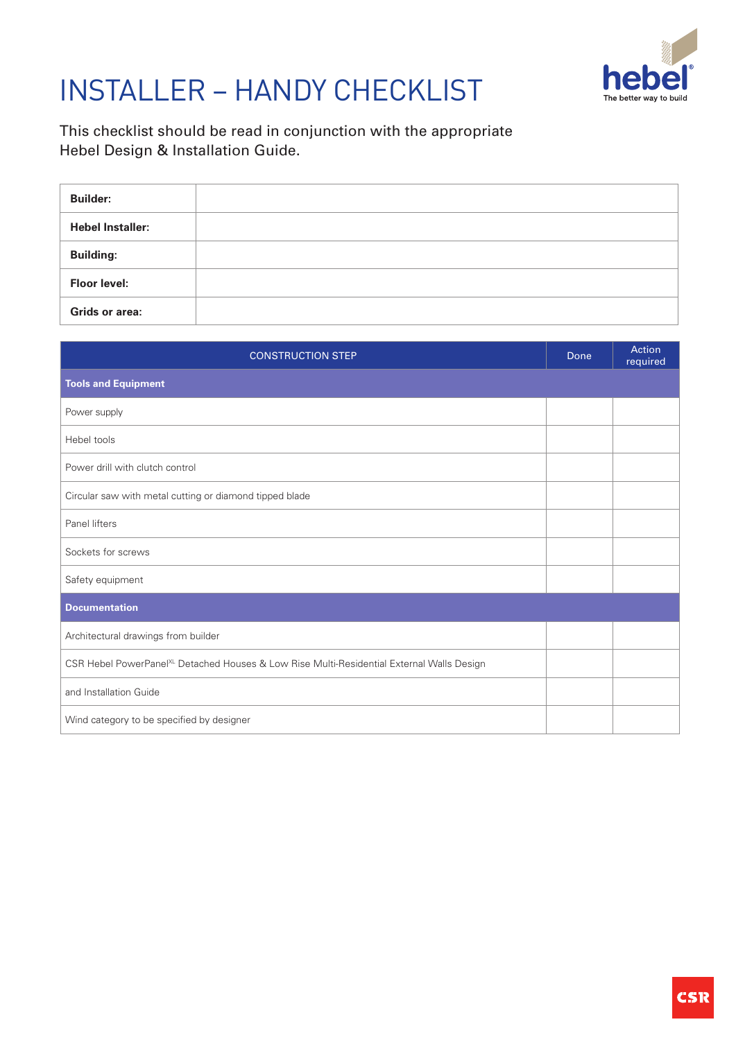# INSTALLER – HANDY CHECKLIST

This checklist should be read in conjunction with the appropriate Hebel Design & Installation Guide.

| | |
|---|---|
| **Builder:** | |
| **Hebel Installer:** | |
| **Building:** | |
| **Floor level:** | |
| **Grids or area:** | |

| CONSTRUCTION STEP | Done | Action required |
|---|---|---|
| **Tools and Equipment** | | |
| Power supply | | |
| Hebel tools | | |
| Power drill with clutch control | | |
| Circular saw with metal cutting or diamond tipped blade | | |
| Panel lifters | | |
| Sockets for screws | | |
| Safety equipment | | |
| **Documentation** | | |
| Architectural drawings from builder | | |
| CSR Hebel PowerPanel$^{XL}$ Detached Houses & Low Rise Multi-Residential External Walls Design | | |
| and Installation Guide | | |
| Wind category to be specified by designer | | |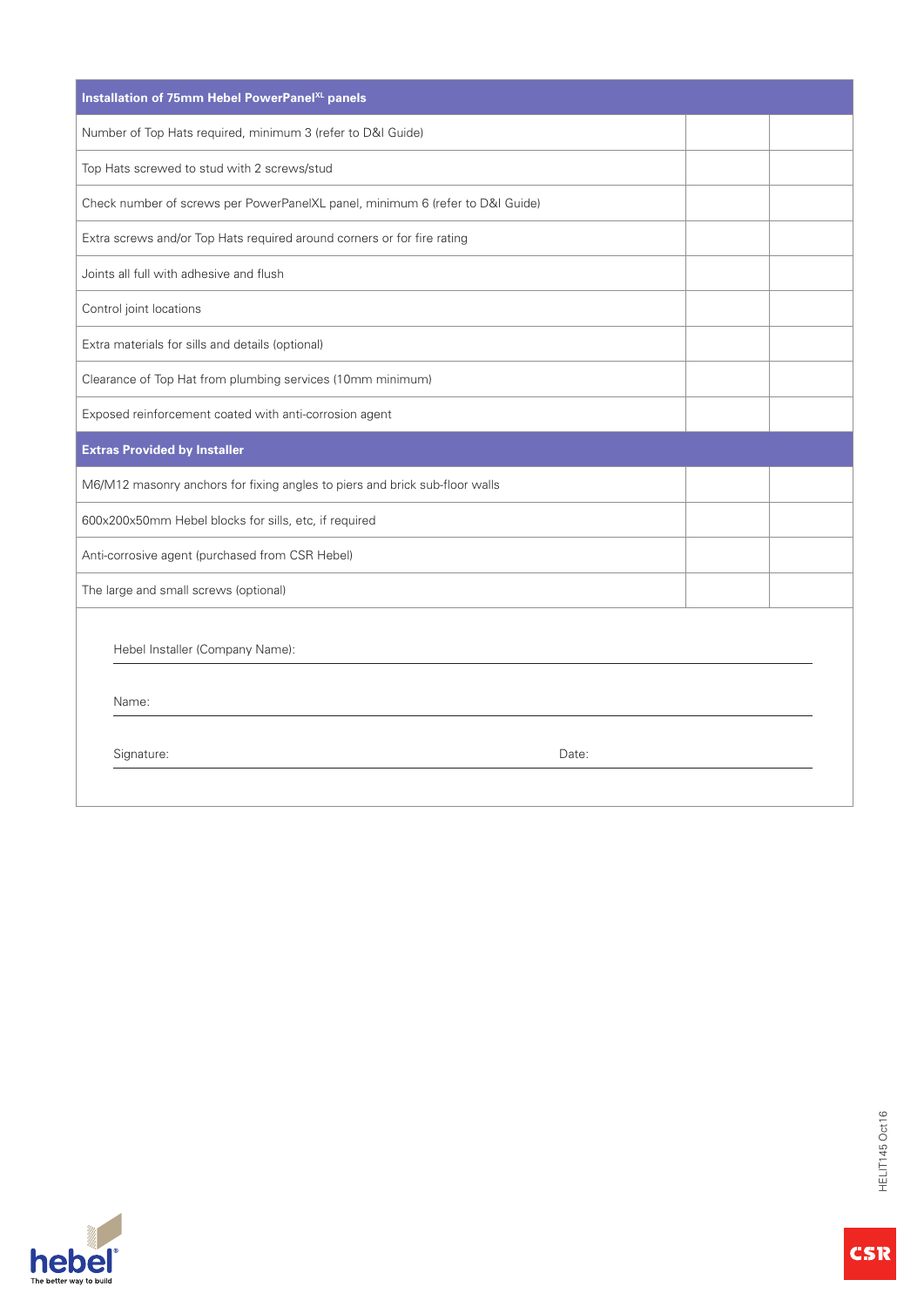| Installation of 75mm Hebel PowerPanel[XL] panels | | |
|---|---|---|
| Number of Top Hats required, minimum 3 (refer to D&I Guide) | | |
| Top Hats screwed to stud with 2 screws/stud | | |
| Check number of screws per PowerPanelXL panel, minimum 6 (refer to D&I Guide) | | |
| Extra screws and/or Top Hats required around corners or for fire rating | | |
| Joints all full with adhesive and flush | | |
| Control joint locations | | |
| Extra materials for sills and details (optional) | | |
| Clearance of Top Hat from plumbing services (10mm minimum) | | |
| Exposed reinforcement coated with anti-corrosion agent | | |
| **Extras Provided by Installer** | | |
| M6/M12 masonry anchors for fixing angles to piers and brick sub-floor walls | | |
| 600x200x50mm Hebel blocks for sills, etc, if required | | |
| Anti-corrosive agent (purchased from CSR Hebel) | | |
| The large and small screws (optional) | | |

Hebel Installer (Company Name): ______________________________

Name: ______________________________

Signature: ______________________________ Date: ______________

HELIT145 Oct16